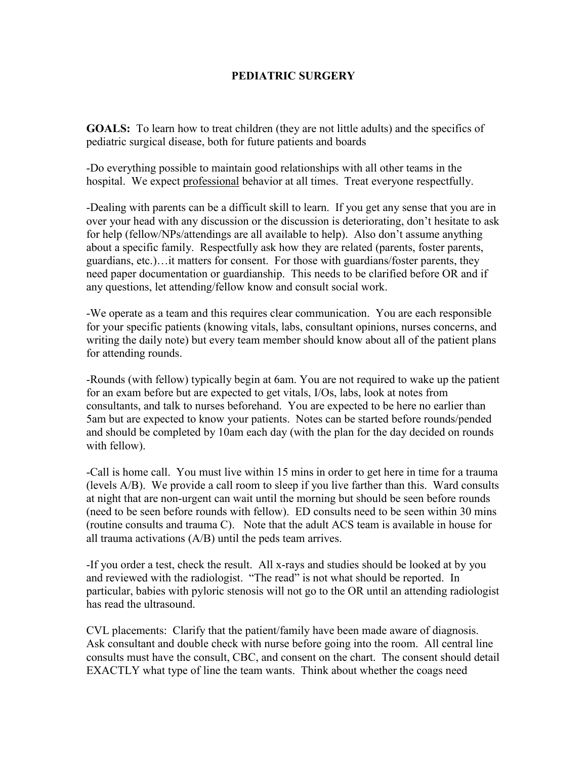# PEDIATRIC SURGERY

**GOALS:** To learn how to treat children (they are not little adults) and the specifics of pediatric surgical disease, both for future patients and boards

-Do everything possible to maintain good relationships with all other teams in the hospital. We expect <u>professional</u> behavior at all times. Treat everyone respectfully.

-Dealing with parents can be a difficult skill to learn. If you get any sense that you are in over your head with any discussion or the discussion is deteriorating, don't hesitate to ask for help (fellow/NPs/attendings are all available to help). Also don't assume anything about a specific family. Respectfully ask how they are related (parents, foster parents, guardians, etc.)…it matters for consent. For those with guardians/foster parents, they need paper documentation or guardianship. This needs to be clarified before OR and if any questions, let attending/fellow know and consult social work.

-We operate as a team and this requires clear communication. You are each responsible for your specific patients (knowing vitals, labs, consultant opinions, nurses concerns, and writing the daily note) but every team member should know about all of the patient plans for attending rounds.

-Rounds (with fellow) typically begin at 6am. You are not required to wake up the patient for an exam before but are expected to get vitals, I/Os, labs, look at notes from consultants, and talk to nurses beforehand. You are expected to be here no earlier than 5am but are expected to know your patients. Notes can be started before rounds/pended and should be completed by 10am each day (with the plan for the day decided on rounds with fellow).

-Call is home call. You must live within 15 mins in order to get here in time for a trauma (levels A/B). We provide a call room to sleep if you live farther than this. Ward consults at night that are non-urgent can wait until the morning but should be seen before rounds (need to be seen before rounds with fellow). ED consults need to be seen within 30 mins (routine consults and trauma C). Note that the adult ACS team is available in house for all trauma activations (A/B) until the peds team arrives.

-If you order a test, check the result. All x-rays and studies should be looked at by you and reviewed with the radiologist. "The read" is not what should be reported. In particular, babies with pyloric stenosis will not go to the OR until an attending radiologist has read the ultrasound.

CVL placements: Clarify that the patient/family have been made aware of diagnosis. Ask consultant and double check with nurse before going into the room. All central line consults must have the consult, CBC, and consent on the chart. The consent should detail EXACTLY what type of line the team wants. Think about whether the coags need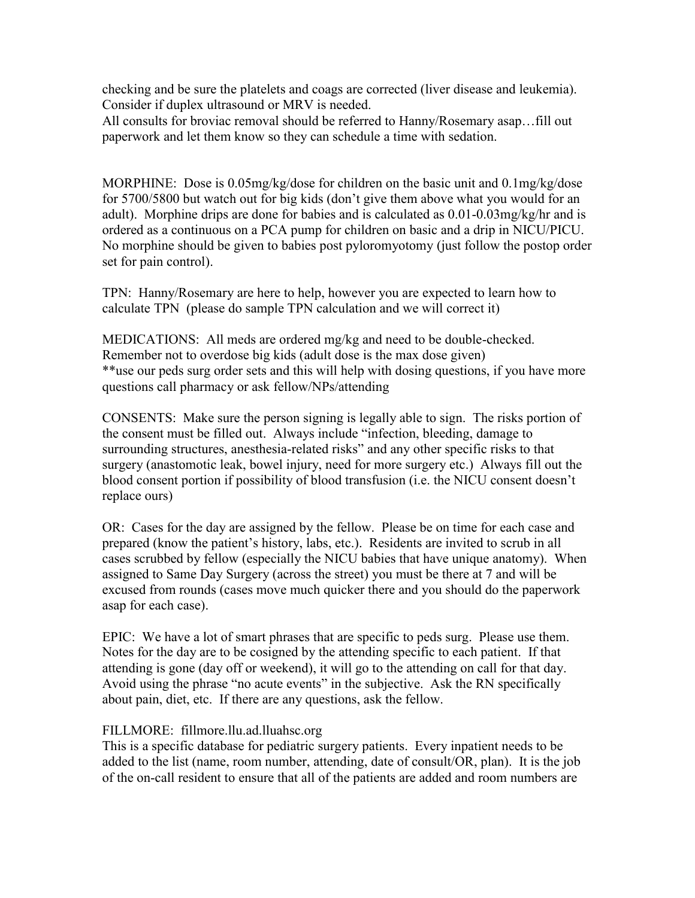checking and be sure the platelets and coags are corrected (liver disease and leukemia). Consider if duplex ultrasound or MRV is needed.
All consults for broviac removal should be referred to Hanny/Rosemary asap…fill out paperwork and let them know so they can schedule a time with sedation.

MORPHINE: Dose is 0.05mg/kg/dose for children on the basic unit and 0.1mg/kg/dose for 5700/5800 but watch out for big kids (don't give them above what you would for an adult). Morphine drips are done for babies and is calculated as 0.01-0.03mg/kg/hr and is ordered as a continuous on a PCA pump for children on basic and a drip in NICU/PICU. No morphine should be given to babies post pyloromyotomy (just follow the postop order set for pain control).

TPN: Hanny/Rosemary are here to help, however you are expected to learn how to calculate TPN (please do sample TPN calculation and we will correct it)

MEDICATIONS: All meds are ordered mg/kg and need to be double-checked. Remember not to overdose big kids (adult dose is the max dose given)
**use our peds surg order sets and this will help with dosing questions, if you have more questions call pharmacy or ask fellow/NPs/attending

CONSENTS: Make sure the person signing is legally able to sign. The risks portion of the consent must be filled out. Always include "infection, bleeding, damage to surrounding structures, anesthesia-related risks" and any other specific risks to that surgery (anastomotic leak, bowel injury, need for more surgery etc.) Always fill out the blood consent portion if possibility of blood transfusion (i.e. the NICU consent doesn't replace ours)

OR: Cases for the day are assigned by the fellow. Please be on time for each case and prepared (know the patient's history, labs, etc.). Residents are invited to scrub in all cases scrubbed by fellow (especially the NICU babies that have unique anatomy). When assigned to Same Day Surgery (across the street) you must be there at 7 and will be excused from rounds (cases move much quicker there and you should do the paperwork asap for each case).

EPIC: We have a lot of smart phrases that are specific to peds surg. Please use them. Notes for the day are to be cosigned by the attending specific to each patient. If that attending is gone (day off or weekend), it will go to the attending on call for that day. Avoid using the phrase "no acute events" in the subjective. Ask the RN specifically about pain, diet, etc. If there are any questions, ask the fellow.

FILLMORE: fillmore.llu.ad.lluahsc.org
This is a specific database for pediatric surgery patients. Every inpatient needs to be added to the list (name, room number, attending, date of consult/OR, plan). It is the job of the on-call resident to ensure that all of the patients are added and room numbers are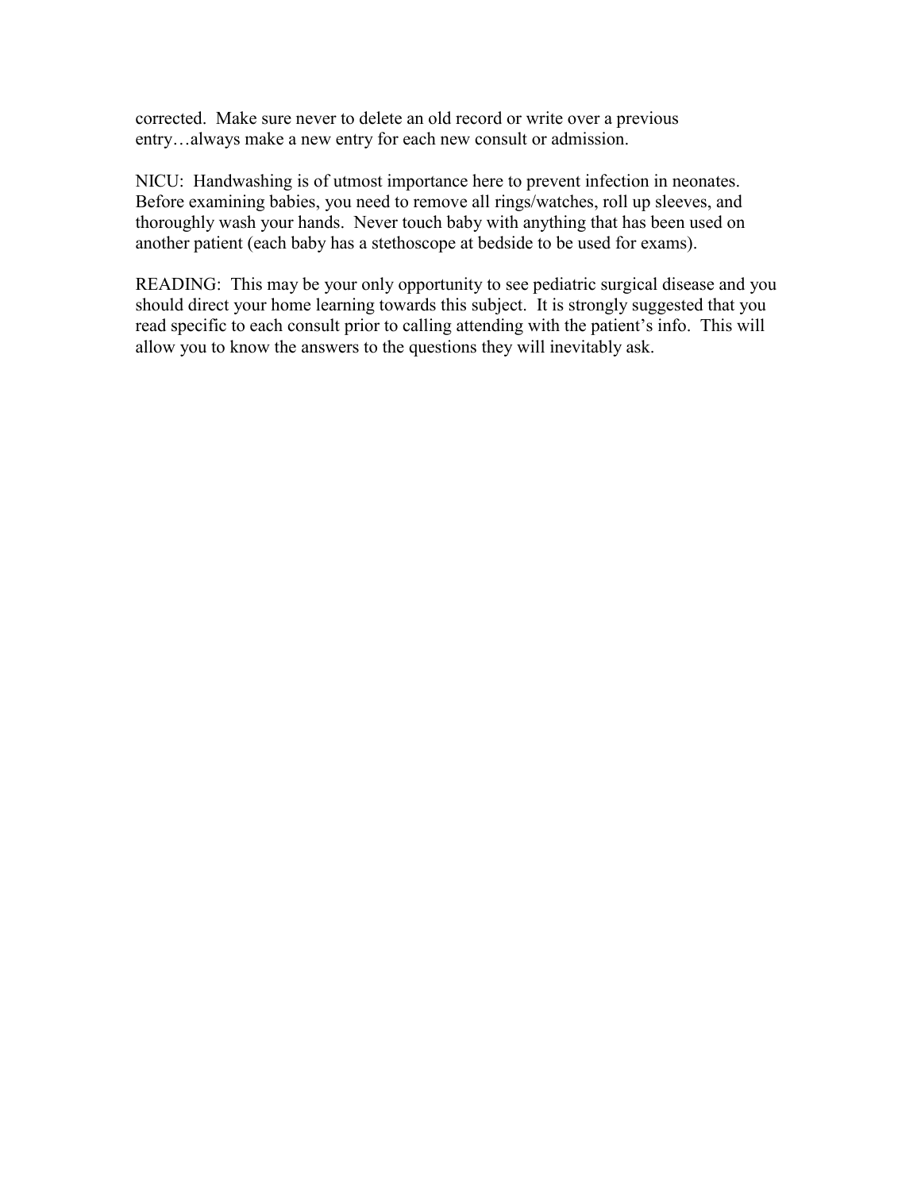corrected. Make sure never to delete an old record or write over a previous entry…always make a new entry for each new consult or admission.

NICU: Handwashing is of utmost importance here to prevent infection in neonates. Before examining babies, you need to remove all rings/watches, roll up sleeves, and thoroughly wash your hands. Never touch baby with anything that has been used on another patient (each baby has a stethoscope at bedside to be used for exams).

READING: This may be your only opportunity to see pediatric surgical disease and you should direct your home learning towards this subject. It is strongly suggested that you read specific to each consult prior to calling attending with the patient's info. This will allow you to know the answers to the questions they will inevitably ask.